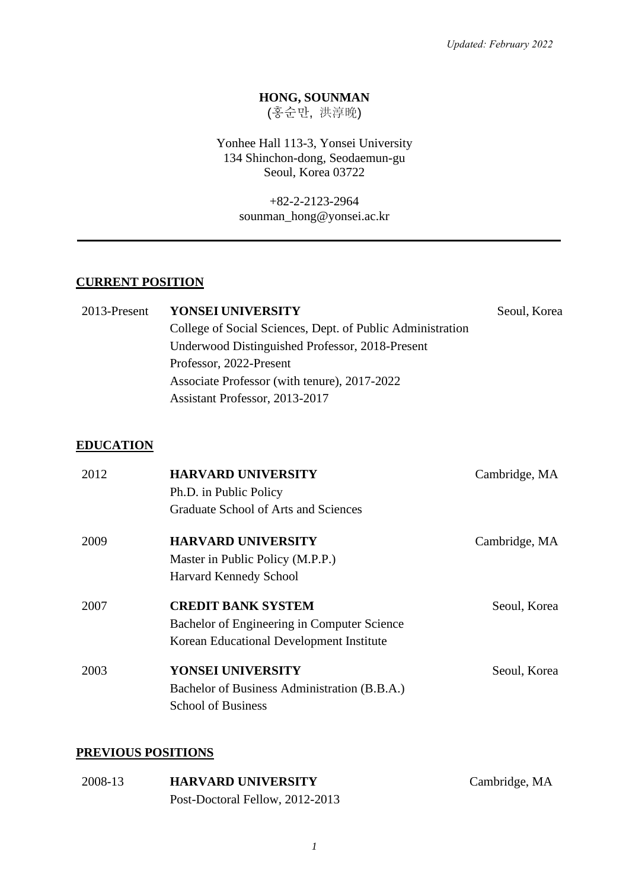*Updated: February 2022*

**HONG, SOUNMAN**
(홍순만, 洪淳晩)

Yonhee Hall 113-3, Yonsei University
134 Shinchon-dong, Seodaemun-gu
Seoul, Korea 03722

+82-2-2123-2964
sounman_hong@yonsei.ac.kr

---

## CURRENT POSITION

2013-Present **YONSEI UNIVERSITY** Seoul, Korea
College of Social Sciences, Dept. of Public Administration
Underwood Distinguished Professor, 2018-Present
Professor, 2022-Present
Associate Professor (with tenure), 2017-2022
Assistant Professor, 2013-2017

## EDUCATION

2012 **HARVARD UNIVERSITY** Cambridge, MA
Ph.D. in Public Policy
Graduate School of Arts and Sciences

2009 **HARVARD UNIVERSITY** Cambridge, MA
Master in Public Policy (M.P.P.)
Harvard Kennedy School

2007 **CREDIT BANK SYSTEM** Seoul, Korea
Bachelor of Engineering in Computer Science
Korean Educational Development Institute

2003 **YONSEI UNIVERSITY** Seoul, Korea
Bachelor of Business Administration (B.B.A.)
School of Business

## PREVIOUS POSITIONS

2008-13 **HARVARD UNIVERSITY** Cambridge, MA
Post-Doctoral Fellow, 2012-2013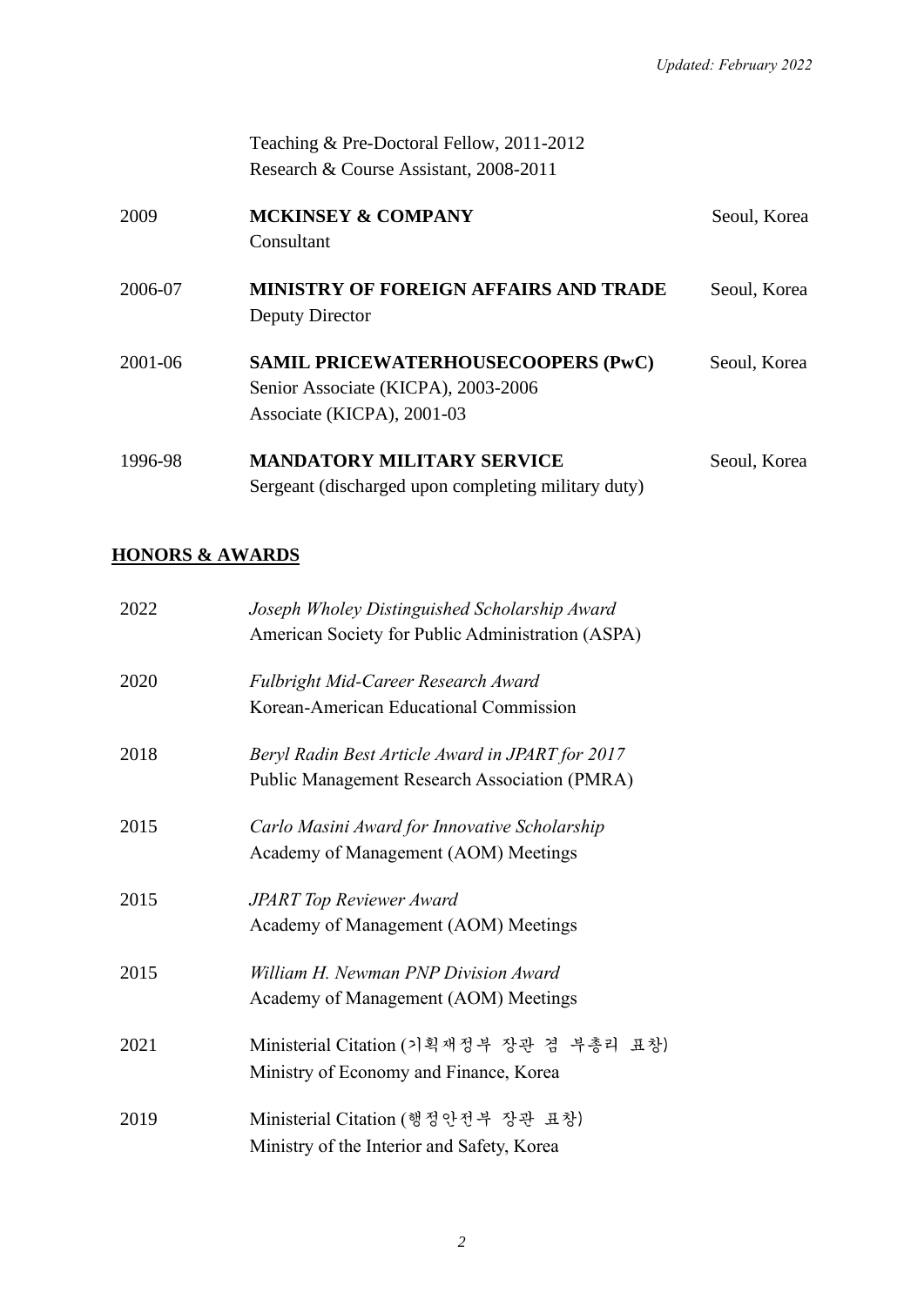Teaching & Pre-Doctoral Fellow, 2011-2012
Research & Course Assistant, 2008-2011

2009 **MCKINSEY & COMPANY** Seoul, Korea
Consultant

2006-07 **MINISTRY OF FOREIGN AFFAIRS AND TRADE** Seoul, Korea
Deputy Director

2001-06 **SAMIL PRICEWATERHOUSECOOPERS (PwC)** Seoul, Korea
Senior Associate (KICPA), 2003-2006
Associate (KICPA), 2001-03

1996-98 **MANDATORY MILITARY SERVICE** Seoul, Korea
Sergeant (discharged upon completing military duty)

## HONORS & AWARDS

2022 *Joseph Wholey Distinguished Scholarship Award*
American Society for Public Administration (ASPA)

2020 *Fulbright Mid-Career Research Award*
Korean-American Educational Commission

2018 *Beryl Radin Best Article Award in JPART for 2017*
Public Management Research Association (PMRA)

2015 *Carlo Masini Award for Innovative Scholarship*
Academy of Management (AOM) Meetings

2015 *JPART Top Reviewer Award*
Academy of Management (AOM) Meetings

2015 *William H. Newman PNP Division Award*
Academy of Management (AOM) Meetings

2021 Ministerial Citation (기획재정부 장관 겸 부총리 표창)
Ministry of Economy and Finance, Korea

2019 Ministerial Citation (행정안전부 장관 표창)
Ministry of the Interior and Safety, Korea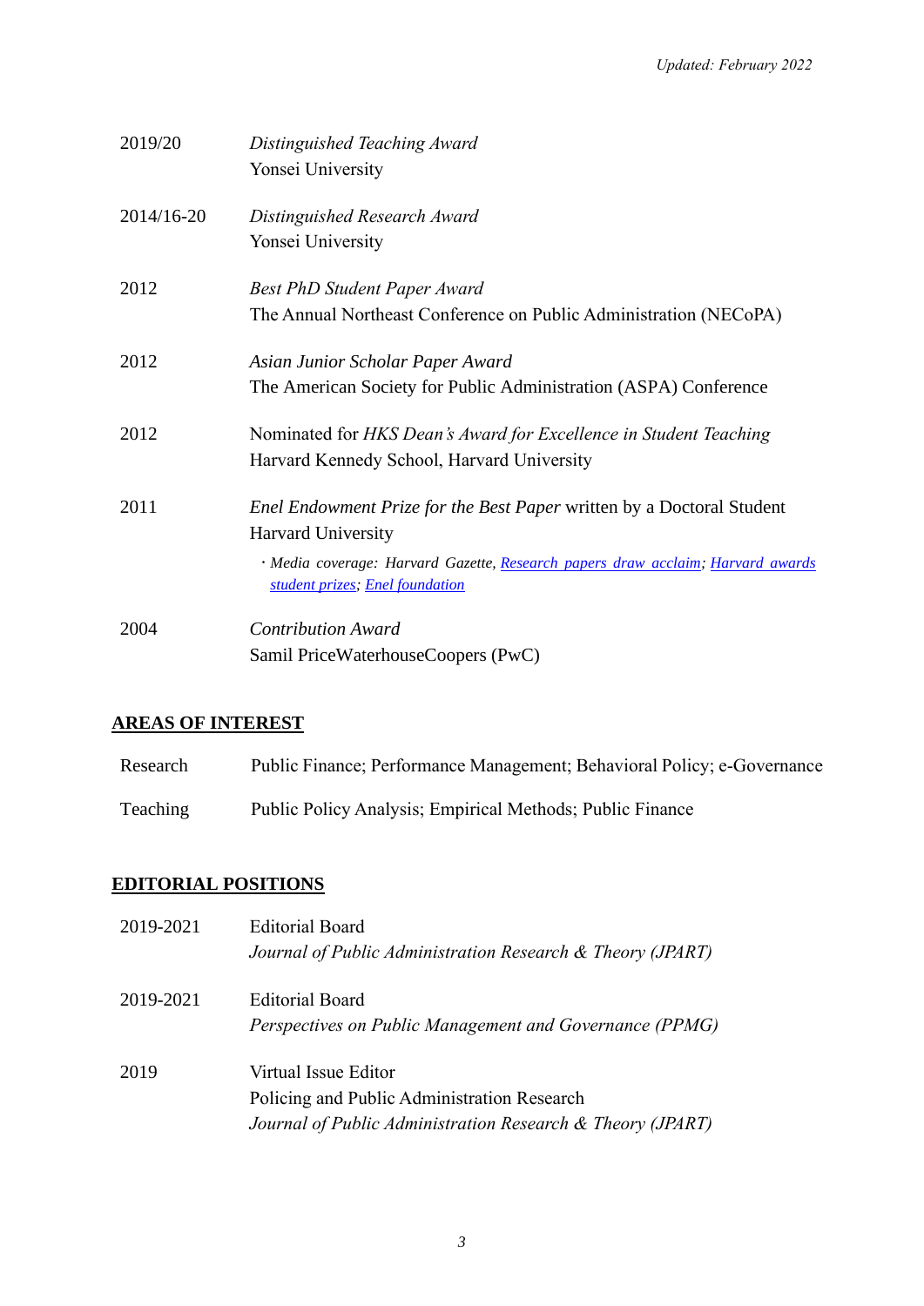2019/20 *Distinguished Teaching Award*
Yonsei University

2014/16-20 *Distinguished Research Award*
Yonsei University

2012 *Best PhD Student Paper Award*
The Annual Northeast Conference on Public Administration (NECoPA)

2012 *Asian Junior Scholar Paper Award*
The American Society for Public Administration (ASPA) Conference

2012 Nominated for *HKS Dean's Award for Excellence in Student Teaching*
Harvard Kennedy School, Harvard University

2011 *Enel Endowment Prize for the Best Paper* written by a Doctoral Student
Harvard University

- *Media coverage: Harvard Gazette, [Research papers draw acclaim](); [Harvard awards student prizes](); [Enel foundation]()*

2004 *Contribution Award*
Samil PriceWaterhouseCoopers (PwC)

## AREAS OF INTEREST

Research Public Finance; Performance Management; Behavioral Policy; e-Governance

Teaching Public Policy Analysis; Empirical Methods; Public Finance

## EDITORIAL POSITIONS

2019-2021 Editorial Board
*Journal of Public Administration Research & Theory (JPART)*

2019-2021 Editorial Board
*Perspectives on Public Management and Governance (PPMG)*

2019 Virtual Issue Editor
Policing and Public Administration Research
*Journal of Public Administration Research & Theory (JPART)*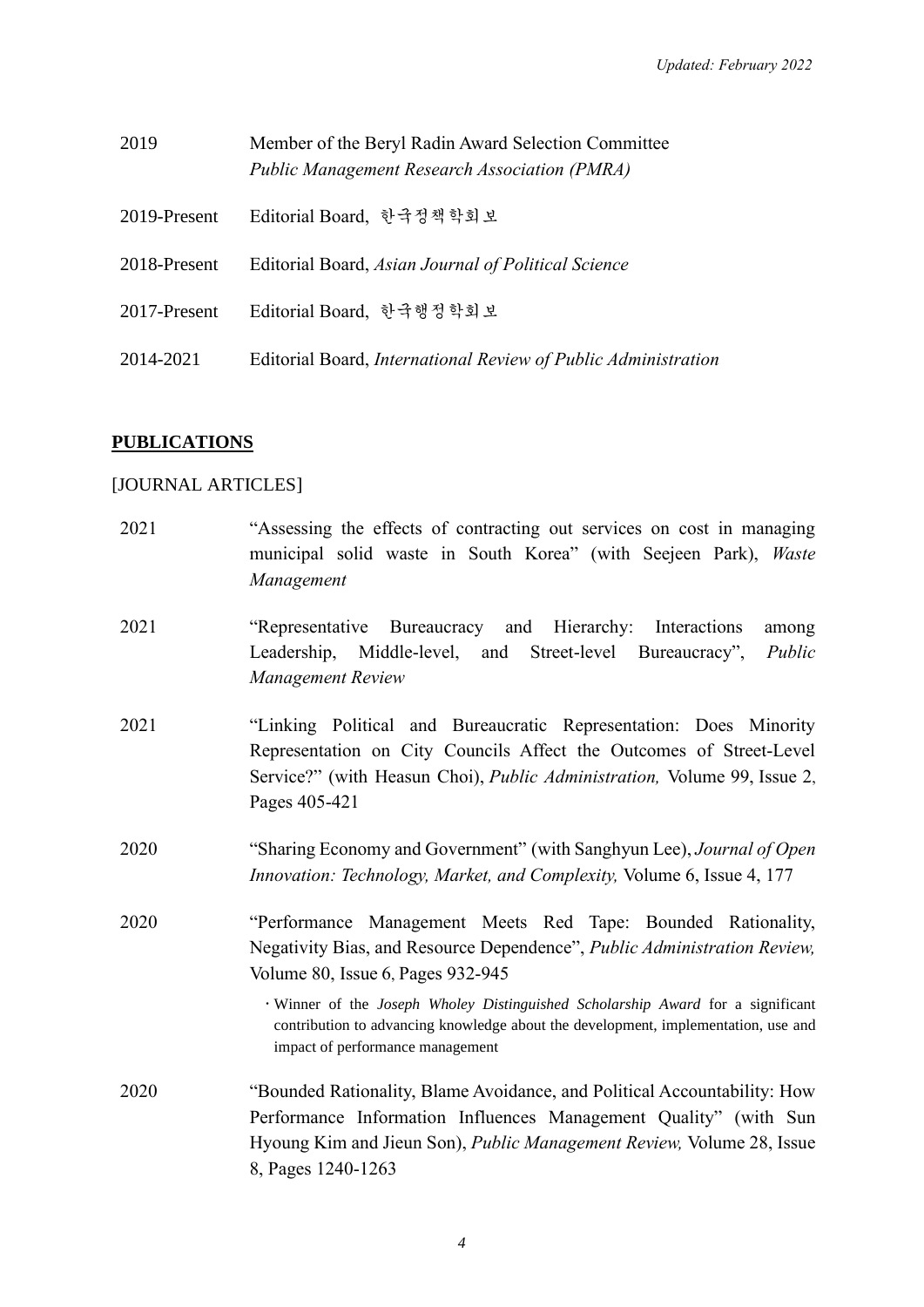| | |
|---|---|
| 2019 | Member of the Beryl Radin Award Selection Committee<br>*Public Management Research Association (PMRA)* |
| 2019-Present | Editorial Board, 한국정책학회보 |
| 2018-Present | Editorial Board, *Asian Journal of Political Science* |
| 2017-Present | Editorial Board, 한국행정학회보 |
| 2014-2021 | Editorial Board, *International Review of Public Administration* |

## PUBLICATIONS

[JOURNAL ARTICLES]

| | |
|---|---|
| 2021 | "Assessing the effects of contracting out services on cost in managing municipal solid waste in South Korea" (with Seejeen Park), *Waste Management* |
| 2021 | "Representative Bureaucracy and Hierarchy: Interactions among Leadership, Middle-level, and Street-level Bureaucracy", *Public Management Review* |
| 2021 | "Linking Political and Bureaucratic Representation: Does Minority Representation on City Councils Affect the Outcomes of Street-Level Service?" (with Heasun Choi), *Public Administration,* Volume 99, Issue 2, Pages 405-421 |
| 2020 | "Sharing Economy and Government" (with Sanghyun Lee), *Journal of Open Innovation: Technology, Market, and Complexity,* Volume 6, Issue 4, 177 |
| 2020 | "Performance Management Meets Red Tape: Bounded Rationality, Negativity Bias, and Resource Dependence", *Public Administration Review,* Volume 80, Issue 6, Pages 932-945<br>· Winner of the *Joseph Wholey Distinguished Scholarship Award* for a significant contribution to advancing knowledge about the development, implementation, use and impact of performance management |
| 2020 | "Bounded Rationality, Blame Avoidance, and Political Accountability: How Performance Information Influences Management Quality" (with Sun Hyoung Kim and Jieun Son), *Public Management Review,* Volume 28, Issue 8, Pages 1240-1263 |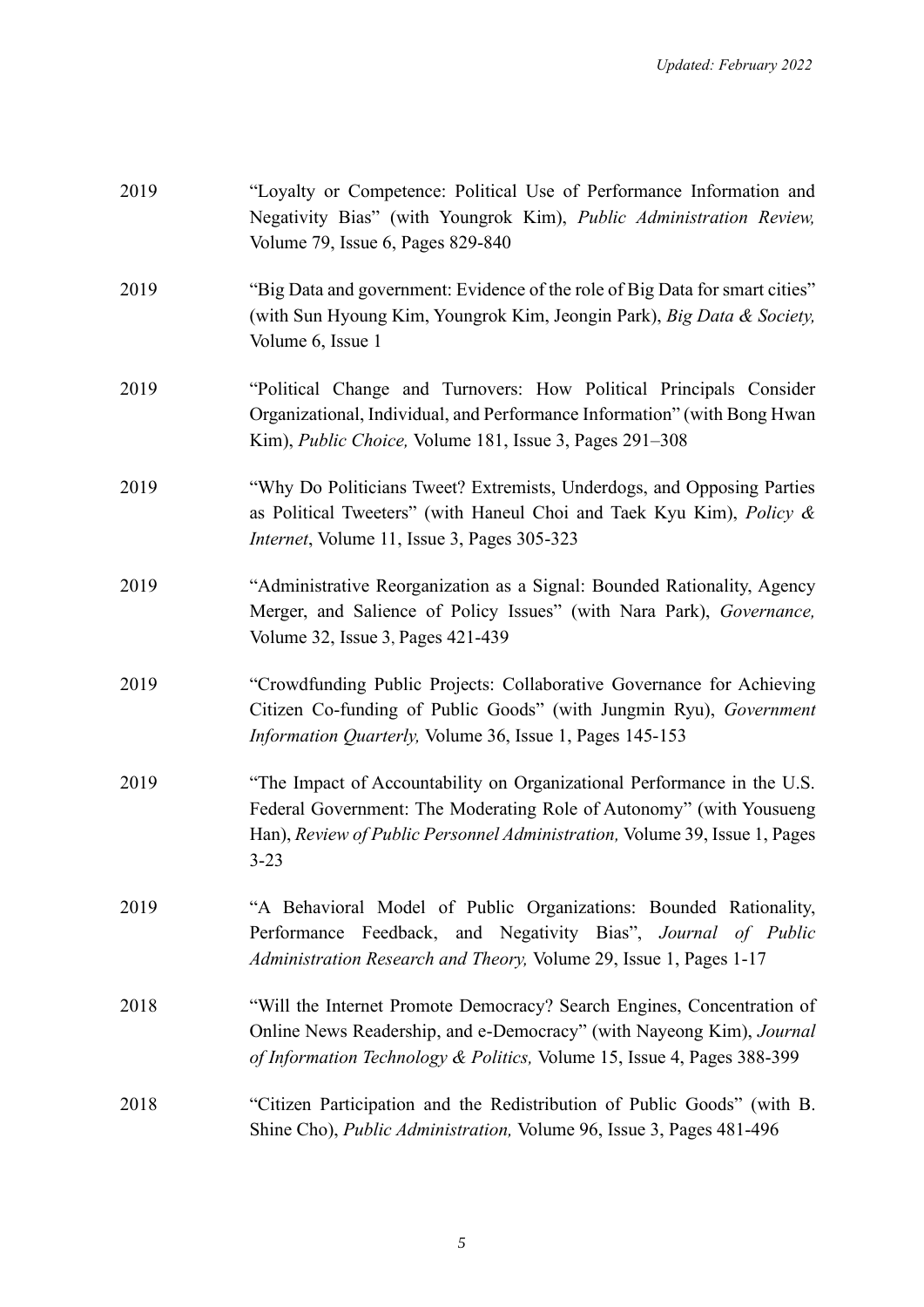2019 “Loyalty or Competence: Political Use of Performance Information and Negativity Bias” (with Youngrok Kim), *Public Administration Review,* Volume 79, Issue 6, Pages 829-840

2019 “Big Data and government: Evidence of the role of Big Data for smart cities” (with Sun Hyoung Kim, Youngrok Kim, Jeongin Park), *Big Data & Society,* Volume 6, Issue 1

2019 “Political Change and Turnovers: How Political Principals Consider Organizational, Individual, and Performance Information” (with Bong Hwan Kim), *Public Choice,* Volume 181, Issue 3, Pages 291–308

2019 “Why Do Politicians Tweet? Extremists, Underdogs, and Opposing Parties as Political Tweeters” (with Haneul Choi and Taek Kyu Kim), *Policy & Internet*, Volume 11, Issue 3, Pages 305-323

2019 “Administrative Reorganization as a Signal: Bounded Rationality, Agency Merger, and Salience of Policy Issues” (with Nara Park), *Governance,* Volume 32, Issue 3, Pages 421-439

2019 “Crowdfunding Public Projects: Collaborative Governance for Achieving Citizen Co-funding of Public Goods” (with Jungmin Ryu), *Government Information Quarterly,* Volume 36, Issue 1, Pages 145-153

2019 “The Impact of Accountability on Organizational Performance in the U.S. Federal Government: The Moderating Role of Autonomy” (with Yousueng Han), *Review of Public Personnel Administration,* Volume 39, Issue 1, Pages 3-23

2019 “A Behavioral Model of Public Organizations: Bounded Rationality, Performance Feedback, and Negativity Bias”, *Journal of Public Administration Research and Theory,* Volume 29, Issue 1, Pages 1-17

2018 “Will the Internet Promote Democracy? Search Engines, Concentration of Online News Readership, and e-Democracy” (with Nayeong Kim), *Journal of Information Technology & Politics,* Volume 15, Issue 4, Pages 388-399

2018 “Citizen Participation and the Redistribution of Public Goods” (with B. Shine Cho), *Public Administration,* Volume 96, Issue 3, Pages 481-496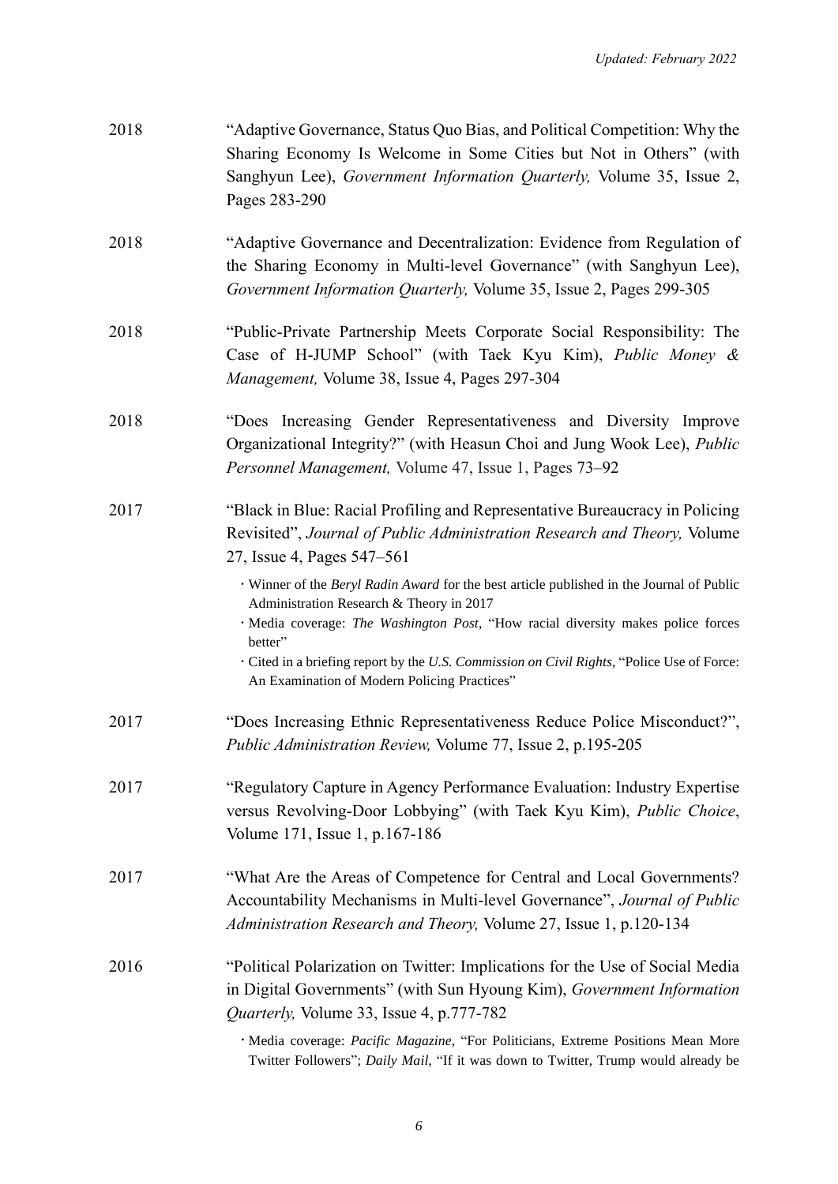2018 — "Adaptive Governance, Status Quo Bias, and Political Competition: Why the Sharing Economy Is Welcome in Some Cities but Not in Others" (with Sanghyun Lee), *Government Information Quarterly,* Volume 35, Issue 2, Pages 283-290

2018 — "Adaptive Governance and Decentralization: Evidence from Regulation of the Sharing Economy in Multi-level Governance" (with Sanghyun Lee), *Government Information Quarterly,* Volume 35, Issue 2, Pages 299-305

2018 — "Public-Private Partnership Meets Corporate Social Responsibility: The Case of H-JUMP School" (with Taek Kyu Kim), *Public Money & Management,* Volume 38, Issue 4, Pages 297-304

2018 — "Does Increasing Gender Representativeness and Diversity Improve Organizational Integrity?" (with Heasun Choi and Jung Wook Lee), *Public Personnel Management,* Volume 47, Issue 1, Pages 73–92

2017 — "Black in Blue: Racial Profiling and Representative Bureaucracy in Policing Revisited", *Journal of Public Administration Research and Theory,* Volume 27, Issue 4, Pages 547–561

- Winner of the *Beryl Radin Award* for the best article published in the Journal of Public Administration Research & Theory in 2017
- Media coverage: *The Washington Post*, "How racial diversity makes police forces better"
- Cited in a briefing report by the *U.S. Commission on Civil Rights,* "Police Use of Force: An Examination of Modern Policing Practices"

2017 — "Does Increasing Ethnic Representativeness Reduce Police Misconduct?", *Public Administration Review,* Volume 77, Issue 2, p.195-205

2017 — "Regulatory Capture in Agency Performance Evaluation: Industry Expertise versus Revolving-Door Lobbying" (with Taek Kyu Kim), *Public Choice*, Volume 171, Issue 1, p.167-186

2017 — "What Are the Areas of Competence for Central and Local Governments? Accountability Mechanisms in Multi-level Governance", *Journal of Public Administration Research and Theory,* Volume 27, Issue 1, p.120-134

2016 — "Political Polarization on Twitter: Implications for the Use of Social Media in Digital Governments" (with Sun Hyoung Kim), *Government Information Quarterly,* Volume 33, Issue 4, p.777-782

- Media coverage: *Pacific Magazine*, "For Politicians, Extreme Positions Mean More Twitter Followers"; *Daily Mail*, "If it was down to Twitter, Trump would already be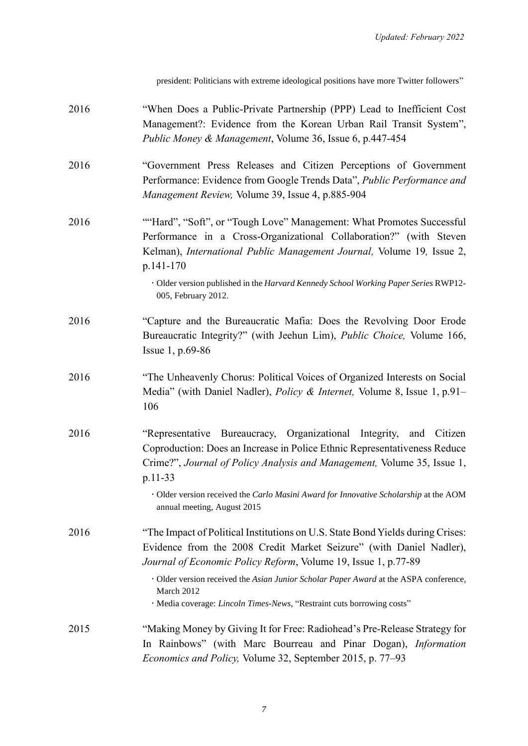president: Politicians with extreme ideological positions have more Twitter followers"

2016 "When Does a Public-Private Partnership (PPP) Lead to Inefficient Cost Management?: Evidence from the Korean Urban Rail Transit System", *Public Money & Management*, Volume 36, Issue 6, p.447-454

2016 "Government Press Releases and Citizen Perceptions of Government Performance: Evidence from Google Trends Data", *Public Performance and Management Review,* Volume 39, Issue 4, p.885-904

2016 ""Hard", "Soft", or "Tough Love" Management: What Promotes Successful Performance in a Cross-Organizational Collaboration?" (with Steven Kelman), *International Public Management Journal,* Volume 19*,* Issue 2, p.141-170

- Older version published in the *Harvard Kennedy School Working Paper Series* RWP12-005, February 2012.

2016 "Capture and the Bureaucratic Mafia: Does the Revolving Door Erode Bureaucratic Integrity?" (with Jeehun Lim), *Public Choice,* Volume 166, Issue 1, p.69-86

2016 "The Unheavenly Chorus: Political Voices of Organized Interests on Social Media" (with Daniel Nadler), *Policy & Internet,* Volume 8, Issue 1, p.91–106

2016 "Representative Bureaucracy, Organizational Integrity, and Citizen Coproduction: Does an Increase in Police Ethnic Representativeness Reduce Crime?", *Journal of Policy Analysis and Management,* Volume 35, Issue 1, p.11-33

- Older version received the *Carlo Masini Award for Innovative Scholarship* at the AOM annual meeting, August 2015

2016 "The Impact of Political Institutions on U.S. State Bond Yields during Crises: Evidence from the 2008 Credit Market Seizure" (with Daniel Nadler), *Journal of Economic Policy Reform*, Volume 19, Issue 1, p.77-89

- Older version received the *Asian Junior Scholar Paper Award* at the ASPA conference, March 2012
- Media coverage: *Lincoln Times-News*, "Restraint cuts borrowing costs"

2015 "Making Money by Giving It for Free: Radiohead's Pre-Release Strategy for In Rainbows" (with Marc Bourreau and Pinar Dogan), *Information Economics and Policy,* Volume 32, September 2015, p. 77–93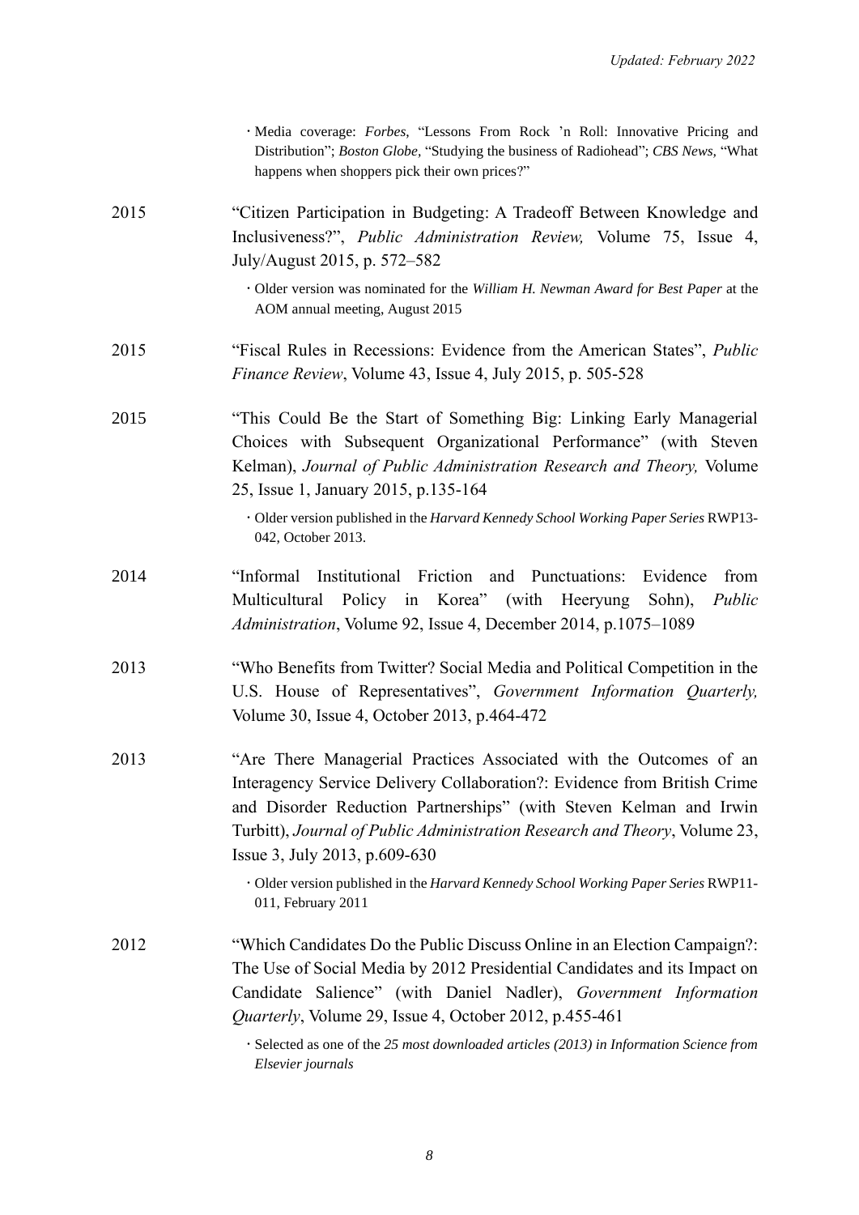- Media coverage: *Forbes*, "Lessons From Rock 'n Roll: Innovative Pricing and Distribution"; *Boston Globe*, "Studying the business of Radiohead"; *CBS News*, "What happens when shoppers pick their own prices?"

2015 "Citizen Participation in Budgeting: A Tradeoff Between Knowledge and Inclusiveness?", *Public Administration Review,* Volume 75, Issue 4, July/August 2015, p. 572–582

- Older version was nominated for the *William H. Newman Award for Best Paper* at the AOM annual meeting, August 2015

2015 "Fiscal Rules in Recessions: Evidence from the American States", *Public Finance Review*, Volume 43, Issue 4, July 2015, p. 505-528

2015 "This Could Be the Start of Something Big: Linking Early Managerial Choices with Subsequent Organizational Performance" (with Steven Kelman), *Journal of Public Administration Research and Theory,* Volume 25, Issue 1, January 2015, p.135-164

- Older version published in the *Harvard Kennedy School Working Paper Series* RWP13-042, October 2013.

2014 "Informal Institutional Friction and Punctuations: Evidence from Multicultural Policy in Korea" (with Heeryung Sohn), *Public Administration*, Volume 92, Issue 4, December 2014, p.1075–1089

2013 "Who Benefits from Twitter? Social Media and Political Competition in the U.S. House of Representatives", *Government Information Quarterly,* Volume 30, Issue 4, October 2013, p.464-472

2013 "Are There Managerial Practices Associated with the Outcomes of an Interagency Service Delivery Collaboration?: Evidence from British Crime and Disorder Reduction Partnerships" (with Steven Kelman and Irwin Turbitt), *Journal of Public Administration Research and Theory*, Volume 23, Issue 3, July 2013, p.609-630

- Older version published in the *Harvard Kennedy School Working Paper Series* RWP11-011, February 2011

2012 "Which Candidates Do the Public Discuss Online in an Election Campaign?: The Use of Social Media by 2012 Presidential Candidates and its Impact on Candidate Salience" (with Daniel Nadler), *Government Information Quarterly*, Volume 29, Issue 4, October 2012, p.455-461

- Selected as one of the *25 most downloaded articles (2013) in Information Science from Elsevier journals*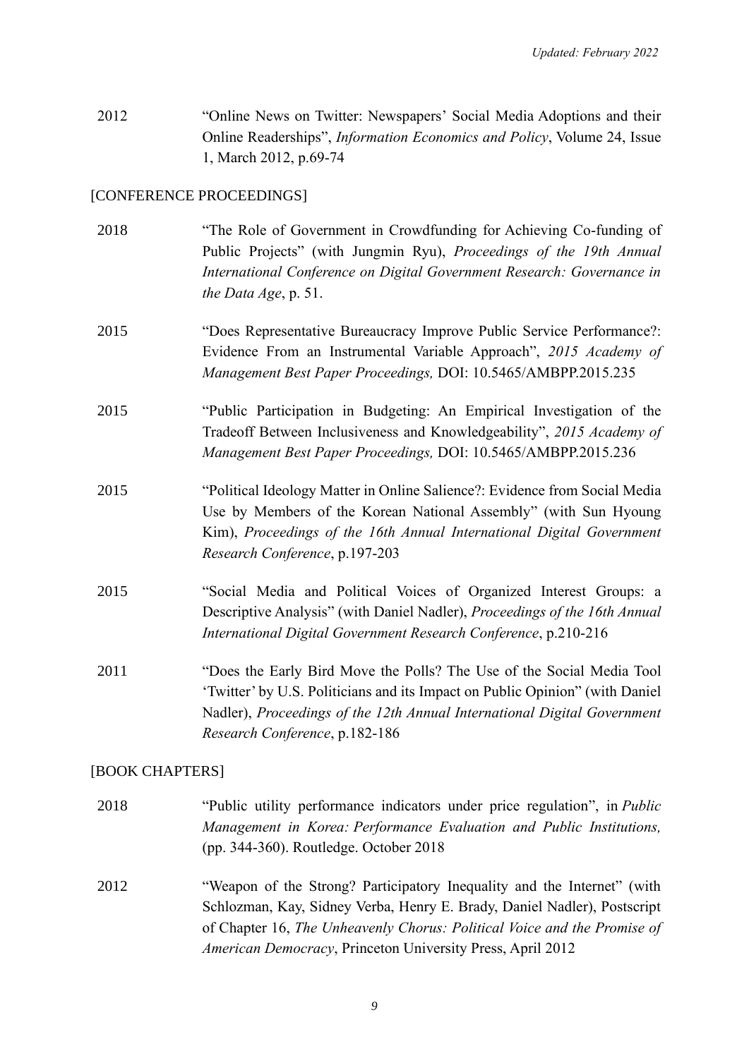2012 "Online News on Twitter: Newspapers' Social Media Adoptions and their Online Readerships", *Information Economics and Policy*, Volume 24, Issue 1, March 2012, p.69-74

[CONFERENCE PROCEEDINGS]

2018 "The Role of Government in Crowdfunding for Achieving Co-funding of Public Projects" (with Jungmin Ryu), *Proceedings of the 19th Annual International Conference on Digital Government Research: Governance in the Data Age*, p. 51.

2015 "Does Representative Bureaucracy Improve Public Service Performance?: Evidence From an Instrumental Variable Approach", *2015 Academy of Management Best Paper Proceedings,* DOI: 10.5465/AMBPP.2015.235

2015 "Public Participation in Budgeting: An Empirical Investigation of the Tradeoff Between Inclusiveness and Knowledgeability", *2015 Academy of Management Best Paper Proceedings,* DOI: 10.5465/AMBPP.2015.236

2015 "Political Ideology Matter in Online Salience?: Evidence from Social Media Use by Members of the Korean National Assembly" (with Sun Hyoung Kim), *Proceedings of the 16th Annual International Digital Government Research Conference*, p.197-203

2015 "Social Media and Political Voices of Organized Interest Groups: a Descriptive Analysis" (with Daniel Nadler), *Proceedings of the 16th Annual International Digital Government Research Conference*, p.210-216

2011 "Does the Early Bird Move the Polls? The Use of the Social Media Tool 'Twitter' by U.S. Politicians and its Impact on Public Opinion" (with Daniel Nadler), *Proceedings of the 12th Annual International Digital Government Research Conference*, p.182-186

[BOOK CHAPTERS]

2018 "Public utility performance indicators under price regulation", in *Public Management in Korea: Performance Evaluation and Public Institutions,* (pp. 344-360). Routledge. October 2018

2012 "Weapon of the Strong? Participatory Inequality and the Internet" (with Schlozman, Kay, Sidney Verba, Henry E. Brady, Daniel Nadler), Postscript of Chapter 16, *The Unheavenly Chorus: Political Voice and the Promise of American Democracy*, Princeton University Press, April 2012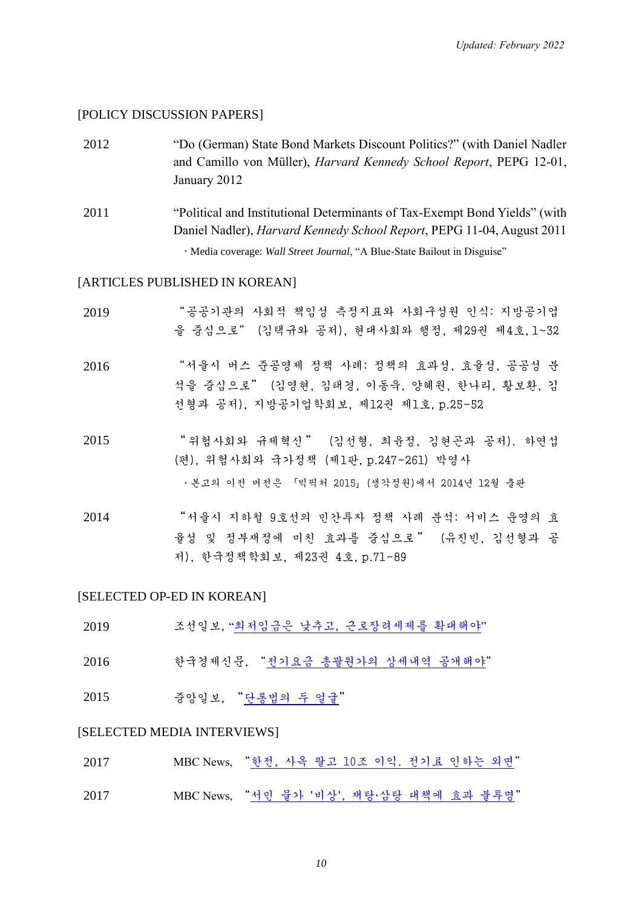Updated: February 2022

[POLICY DISCUSSION PAPERS]

2012 “Do (German) State Bond Markets Discount Politics?” (with Daniel Nadler and Camillo von Müller), *Harvard Kennedy School Report*, PEPG 12-01, January 2012

2011 “Political and Institutional Determinants of Tax-Exempt Bond Yields” (with Daniel Nadler), *Harvard Kennedy School Report*, PEPG 11-04, August 2011

· Media coverage: *Wall Street Journal*, “A Blue-State Bailout in Disguise”

[ARTICLES PUBLISHED IN KOREAN]

2019 “공공기관의 사회적 책임성 측정지표와 사회구성원 인식: 지방공기업을 중심으로” (김택규와 공저), 현대사회와 행정, 제29권 제4호, 1~32

2016 “서울시 버스 준공영제 정책 사례: 정책의 효과성, 효율성, 공공성 분석을 중심으로” (김영현, 김태경, 이동욱, 양혜원, 한나리, 황보환, 김선형과 공저), 지방공기업학회보, 제12권 제1호, p.25-52

2015 “위험사회와 규제혁신” (김선형, 최윤정, 김현곤과 공저). 하연섭(편), 위험사회와 국가정책 (제1판, p.247-261) 박영사

· 본고의 이전 버전은 「빅픽처 2015」(생각정원)에서 2014년 12월 출판

2014 “서울시 지하철 9호선의 민간투자 정책 사례 분석: 서비스 운영의 효율성 및 정부재정에 미친 효과를 중심으로” (유진빈, 김선형과 공저), 한국정책학회보, 제23권 4호, p.71-89

[SELECTED OP-ED IN KOREAN]

2019 조선일보, “최저임금은 낮추고, 근로장려세제를 확대해야”

2016 한국경제신문, “전기요금 총괄원가의 상세내역 공개해야”

2015 중앙일보, “단통법의 두 얼굴”

[SELECTED MEDIA INTERVIEWS]

2017 MBC News, “한전, 사옥 팔고 10조 이익. 전기료 인하는 외면”

2017 MBC News, “서민 물가 '비상', 재탕·삼탕 대책에 효과 불투명”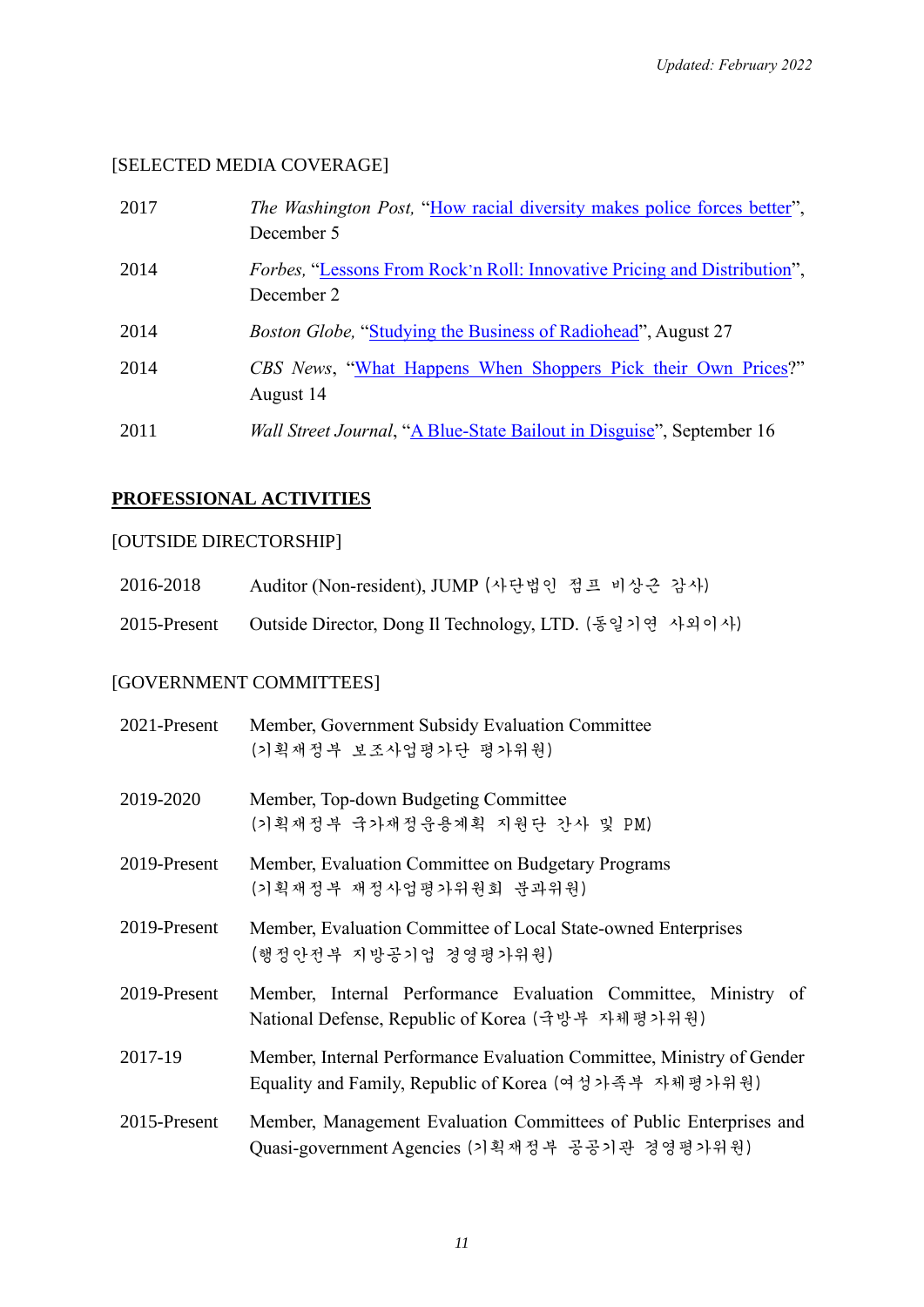[SELECTED MEDIA COVERAGE]

| | |
|---|---|
| 2017 | *The Washington Post,* "How racial diversity makes police forces better", December 5 |
| 2014 | *Forbes,* "Lessons From Rock'n Roll: Innovative Pricing and Distribution", December 2 |
| 2014 | *Boston Globe,* "Studying the Business of Radiohead", August 27 |
| 2014 | *CBS News*, "What Happens When Shoppers Pick their Own Prices?" August 14 |
| 2011 | *Wall Street Journal*, "A Blue-State Bailout in Disguise", September 16 |

## **PROFESSIONAL ACTIVITIES**

[OUTSIDE DIRECTORSHIP]

| | |
|---|---|
| 2016-2018 | Auditor (Non-resident), JUMP (사단법인 점프 비상근 감사) |
| 2015-Present | Outside Director, Dong Il Technology, LTD. (동일기연 사외이사) |

[GOVERNMENT COMMITTEES]

| | |
|---|---|
| 2021-Present | Member, Government Subsidy Evaluation Committee (기획재정부 보조사업평가단 평가위원) |
| 2019-2020 | Member, Top-down Budgeting Committee (기획재정부 국가재정운용계획 지원단 간사 및 PM) |
| 2019-Present | Member, Evaluation Committee on Budgetary Programs (기획재정부 재정사업평가위원회 분과위원) |
| 2019-Present | Member, Evaluation Committee of Local State-owned Enterprises (행정안전부 지방공기업 경영평가위원) |
| 2019-Present | Member, Internal Performance Evaluation Committee, Ministry of National Defense, Republic of Korea (국방부 자체평가위원) |
| 2017-19 | Member, Internal Performance Evaluation Committee, Ministry of Gender Equality and Family, Republic of Korea (여성가족부 자체평가위원) |
| 2015-Present | Member, Management Evaluation Committees of Public Enterprises and Quasi-government Agencies (기획재정부 공공기관 경영평가위원) |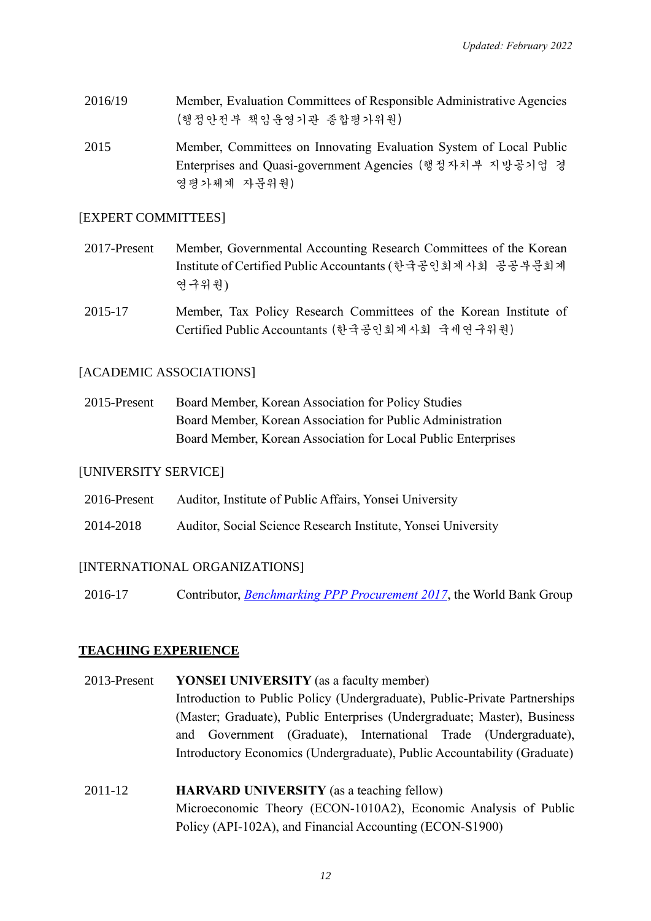Updated: February 2022

2016/19 Member, Evaluation Committees of Responsible Administrative Agencies (행정안전부 책임운영기관 종합평가위원)

2015 Member, Committees on Innovating Evaluation System of Local Public Enterprises and Quasi-government Agencies (행정자치부 지방공기업 경영평가체계 자문위원)

[EXPERT COMMITTEES]

2017-Present Member, Governmental Accounting Research Committees of the Korean Institute of Certified Public Accountants (한국공인회계사회 공공부문회계 연구위원)

2015-17 Member, Tax Policy Research Committees of the Korean Institute of Certified Public Accountants (한국공인회계사회 국세연구위원)

[ACADEMIC ASSOCIATIONS]

2015-Present Board Member, Korean Association for Policy Studies
Board Member, Korean Association for Public Administration
Board Member, Korean Association for Local Public Enterprises

[UNIVERSITY SERVICE]

2016-Present Auditor, Institute of Public Affairs, Yonsei University

2014-2018 Auditor, Social Science Research Institute, Yonsei University

[INTERNATIONAL ORGANIZATIONS]

2016-17 Contributor, *Benchmarking PPP Procurement 2017*, the World Bank Group

## TEACHING EXPERIENCE

2013-Present **YONSEI UNIVERSITY** (as a faculty member)
Introduction to Public Policy (Undergraduate), Public-Private Partnerships (Master; Graduate), Public Enterprises (Undergraduate; Master), Business and Government (Graduate), International Trade (Undergraduate), Introductory Economics (Undergraduate), Public Accountability (Graduate)

2011-12 **HARVARD UNIVERSITY** (as a teaching fellow)
Microeconomic Theory (ECON-1010A2), Economic Analysis of Public Policy (API-102A), and Financial Accounting (ECON-S1900)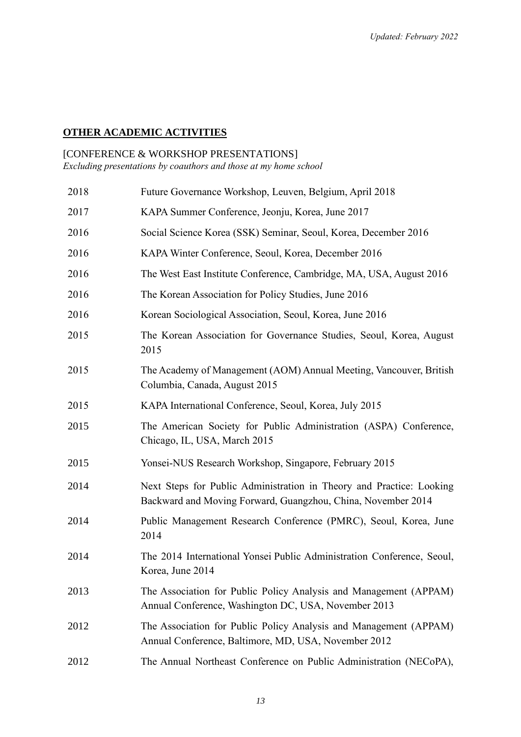## OTHER ACADEMIC ACTIVITIES

[CONFERENCE & WORKSHOP PRESENTATIONS]
*Excluding presentations by coauthors and those at my home school*

| | |
|---|---|
| 2018 | Future Governance Workshop, Leuven, Belgium, April 2018 |
| 2017 | KAPA Summer Conference, Jeonju, Korea, June 2017 |
| 2016 | Social Science Korea (SSK) Seminar, Seoul, Korea, December 2016 |
| 2016 | KAPA Winter Conference, Seoul, Korea, December 2016 |
| 2016 | The West East Institute Conference, Cambridge, MA, USA, August 2016 |
| 2016 | The Korean Association for Policy Studies, June 2016 |
| 2016 | Korean Sociological Association, Seoul, Korea, June 2016 |
| 2015 | The Korean Association for Governance Studies, Seoul, Korea, August 2015 |
| 2015 | The Academy of Management (AOM) Annual Meeting, Vancouver, British Columbia, Canada, August 2015 |
| 2015 | KAPA International Conference, Seoul, Korea, July 2015 |
| 2015 | The American Society for Public Administration (ASPA) Conference, Chicago, IL, USA, March 2015 |
| 2015 | Yonsei-NUS Research Workshop, Singapore, February 2015 |
| 2014 | Next Steps for Public Administration in Theory and Practice: Looking Backward and Moving Forward, Guangzhou, China, November 2014 |
| 2014 | Public Management Research Conference (PMRC), Seoul, Korea, June 2014 |
| 2014 | The 2014 International Yonsei Public Administration Conference, Seoul, Korea, June 2014 |
| 2013 | The Association for Public Policy Analysis and Management (APPAM) Annual Conference, Washington DC, USA, November 2013 |
| 2012 | The Association for Public Policy Analysis and Management (APPAM) Annual Conference, Baltimore, MD, USA, November 2012 |
| 2012 | The Annual Northeast Conference on Public Administration (NECoPA), |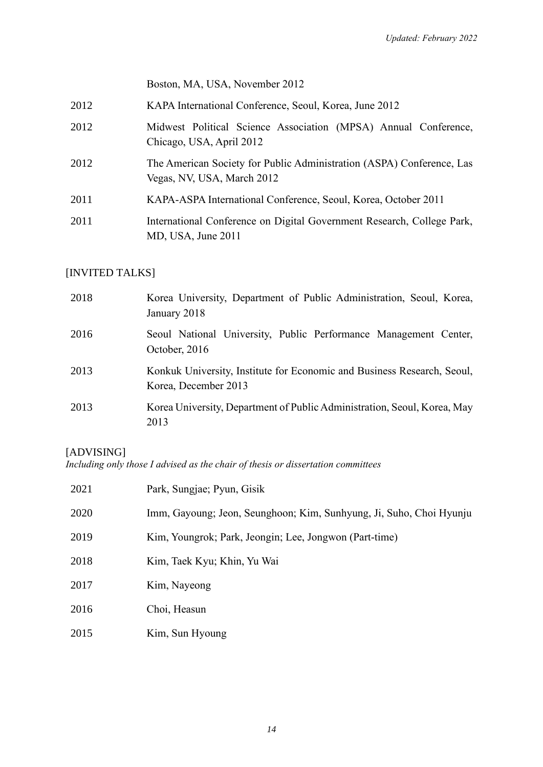| | |
|---|---|
| | Boston, MA, USA, November 2012 |
| 2012 | KAPA International Conference, Seoul, Korea, June 2012 |
| 2012 | Midwest Political Science Association (MPSA) Annual Conference, Chicago, USA, April 2012 |
| 2012 | The American Society for Public Administration (ASPA) Conference, Las Vegas, NV, USA, March 2012 |
| 2011 | KAPA-ASPA International Conference, Seoul, Korea, October 2011 |
| 2011 | International Conference on Digital Government Research, College Park, MD, USA, June 2011 |

[INVITED TALKS]

| | |
|---|---|
| 2018 | Korea University, Department of Public Administration, Seoul, Korea, January 2018 |
| 2016 | Seoul National University, Public Performance Management Center, October, 2016 |
| 2013 | Konkuk University, Institute for Economic and Business Research, Seoul, Korea, December 2013 |
| 2013 | Korea University, Department of Public Administration, Seoul, Korea, May 2013 |

[ADVISING]

*Including only those I advised as the chair of thesis or dissertation committees*

| | |
|---|---|
| 2021 | Park, Sungjae; Pyun, Gisik |
| 2020 | Imm, Gayoung; Jeon, Seunghoon; Kim, Sunhyung, Ji, Suho, Choi Hyunju |
| 2019 | Kim, Youngrok; Park, Jeongin; Lee, Jongwon (Part-time) |
| 2018 | Kim, Taek Kyu; Khin, Yu Wai |
| 2017 | Kim, Nayeong |
| 2016 | Choi, Heasun |
| 2015 | Kim, Sun Hyoung |